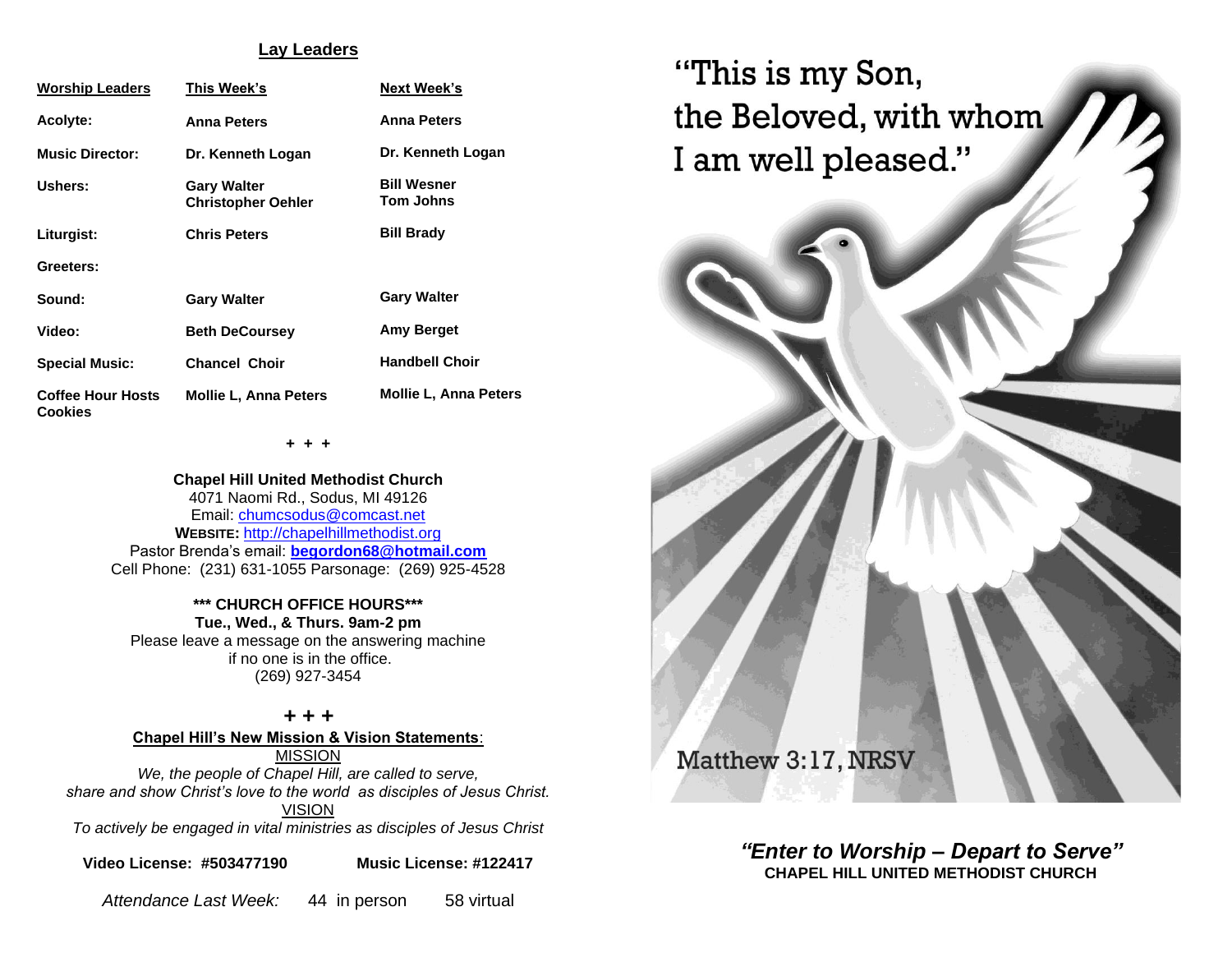## Lay Leaders

| Worship Leaders | This Week's | Next Week's |
|---|---|---|
| **Acolyte:** | **Anna Peters** | **Anna Peters** |
| **Music Director:** | **Dr. Kenneth Logan** | **Dr. Kenneth Logan** |
| **Ushers:** | **Gary Walter**<br>**Christopher Oehler** | **Bill Wesner**<br>**Tom Johns** |
| **Liturgist:** | **Chris Peters** | **Bill Brady** |
| **Greeters:** | | |
| **Sound:** | **Gary Walter** | **Gary Walter** |
| **Video:** | **Beth DeCoursey** | **Amy Berget** |
| **Special Music:** | **Chancel Choir** | **Handbell Choir** |
| **Coffee Hour Hosts Cookies** | **Mollie L, Anna Peters** | **Mollie L, Anna Peters** |

+ + +

**Chapel Hill United Methodist Church**
4071 Naomi Rd., Sodus, MI 49126
Email: chumcsodus@comcast.net
**WEBSITE:** http://chapelhillmethodist.org
Pastor Brenda's email: **begordon68@hotmail.com**
Cell Phone: (231) 631-1055 Parsonage: (269) 925-4528

**\*\*\* CHURCH OFFICE HOURS\*\*\***
**Tue., Wed., & Thurs. 9am-2 pm**
Please leave a message on the answering machine
if no one is in the office.
(269) 927-3454

+ + +

**Chapel Hill's New Mission & Vision Statements**:

MISSION

*We, the people of Chapel Hill, are called to serve, share and show Christ's love to the world as disciples of Jesus Christ.*

VISION

*To actively be engaged in vital ministries as disciples of Jesus Christ*

**Video License: #503477190** **Music License: #122417**

*Attendance Last Week:* 44 in person 58 virtual

"This is my Son, the Beloved, with whom I am well pleased."

Matthew 3:17, NRSV

***"Enter to Worship – Depart to Serve"***
**CHAPEL HILL UNITED METHODIST CHURCH**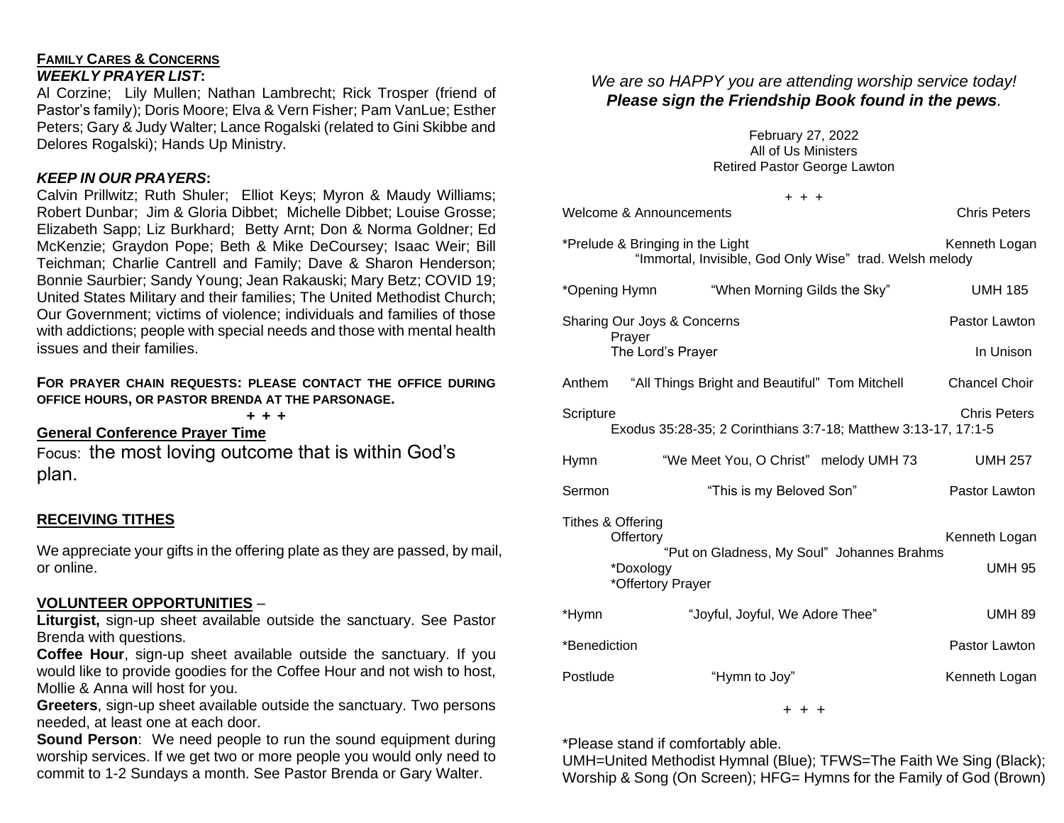**FAMILY CARES & CONCERNS**

***WEEKLY PRAYER LIST*:**

Al Corzine; Lily Mullen; Nathan Lambrecht; Rick Trosper (friend of Pastor's family); Doris Moore; Elva & Vern Fisher; Pam VanLue; Esther Peters; Gary & Judy Walter; Lance Rogalski (related to Gini Skibbe and Delores Rogalski); Hands Up Ministry.

***KEEP IN OUR PRAYERS*:**

Calvin Prillwitz; Ruth Shuler; Elliot Keys; Myron & Maudy Williams; Robert Dunbar; Jim & Gloria Dibbet; Michelle Dibbet; Louise Grosse; Elizabeth Sapp; Liz Burkhard; Betty Arnt; Don & Norma Goldner; Ed McKenzie; Graydon Pope; Beth & Mike DeCoursey; Isaac Weir; Bill Teichman; Charlie Cantrell and Family; Dave & Sharon Henderson; Bonnie Saurbier; Sandy Young; Jean Rakauski; Mary Betz; COVID 19; United States Military and their families; The United Methodist Church; Our Government; victims of violence; individuals and families of those with addictions; people with special needs and those with mental health issues and their families.

**FOR PRAYER CHAIN REQUESTS: PLEASE CONTACT THE OFFICE DURING OFFICE HOURS, OR PASTOR BRENDA AT THE PARSONAGE.**

**+ + +**

**General Conference Prayer Time**

Focus: the most loving outcome that is within God's plan.

**RECEIVING TITHES**

We appreciate your gifts in the offering plate as they are passed, by mail, or online.

**VOLUNTEER OPPORTUNITIES** –

**Liturgist,** sign-up sheet available outside the sanctuary. See Pastor Brenda with questions.

**Coffee Hour**, sign-up sheet available outside the sanctuary. If you would like to provide goodies for the Coffee Hour and not wish to host, Mollie & Anna will host for you.

**Greeters**, sign-up sheet available outside the sanctuary. Two persons needed, at least one at each door.

**Sound Person**: We need people to run the sound equipment during worship services. If we get two or more people you would only need to commit to 1-2 Sundays a month. See Pastor Brenda or Gary Walter.

*We are so HAPPY you are attending worship service today!*
***Please sign the Friendship Book found in the pews*.**

February 27, 2022
All of Us Ministers
Retired Pastor George Lawton

+ + +

Welcome & Announcements — Chris Peters

\*Prelude & Bringing in the Light — Kenneth Logan
"Immortal, Invisible, God Only Wise" trad. Welsh melody

\*Opening Hymn — "When Morning Gilds the Sky" — UMH 185

Sharing Our Joys & Concerns — Pastor Lawton
Prayer
The Lord's Prayer — In Unison

Anthem — "All Things Bright and Beautiful" Tom Mitchell — Chancel Choir

Scripture — Chris Peters
Exodus 35:28-35; 2 Corinthians 3:7-18; Matthew 3:13-17, 17:1-5

Hymn — "We Meet You, O Christ" melody UMH 73 — UMH 257

Sermon — "This is my Beloved Son" — Pastor Lawton

Tithes & Offering
Offertory — Kenneth Logan
"Put on Gladness, My Soul" Johannes Brahms
\*Doxology — UMH 95
\*Offertory Prayer

\*Hymn — "Joyful, Joyful, We Adore Thee" — UMH 89

\*Benediction — Pastor Lawton

Postlude — "Hymn to Joy" — Kenneth Logan

+ + +

\*Please stand if comfortably able.
UMH=United Methodist Hymnal (Blue); TFWS=The Faith We Sing (Black); Worship & Song (On Screen); HFG= Hymns for the Family of God (Brown)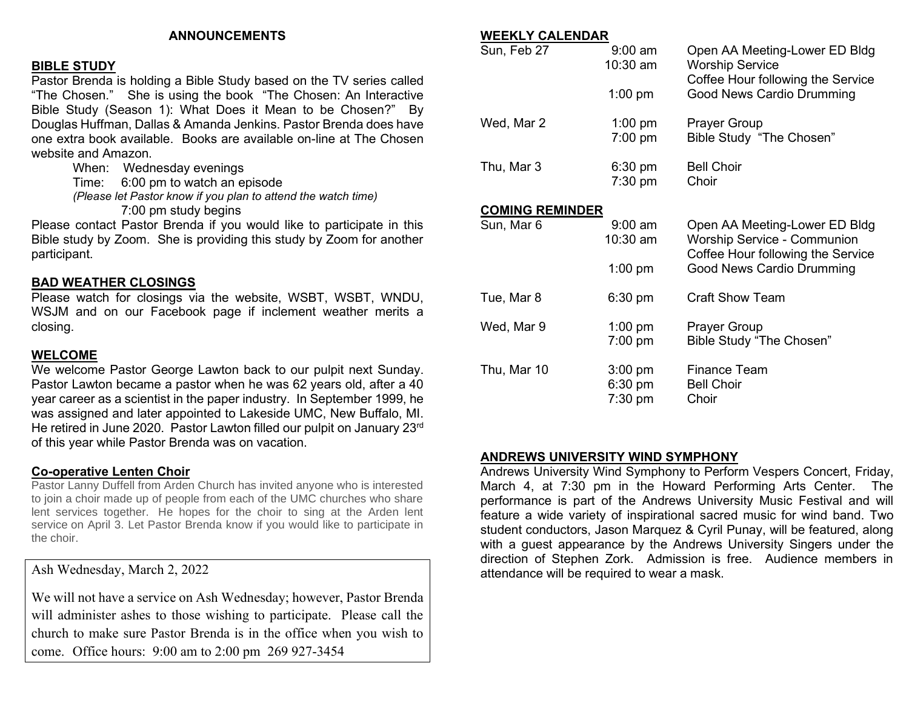## ANNOUNCEMENTS

### BIBLE STUDY

Pastor Brenda is holding a Bible Study based on the TV series called "The Chosen." She is using the book "The Chosen: An Interactive Bible Study (Season 1): What Does it Mean to be Chosen?" By Douglas Huffman, Dallas & Amanda Jenkins. Pastor Brenda does have one extra book available. Books are available on-line at The Chosen website and Amazon.

When: Wednesday evenings
Time: 6:00 pm to watch an episode
*(Please let Pastor know if you plan to attend the watch time)*
7:00 pm study begins

Please contact Pastor Brenda if you would like to participate in this Bible study by Zoom. She is providing this study by Zoom for another participant.

### BAD WEATHER CLOSINGS

Please watch for closings via the website, WSBT, WSBT, WNDU, WSJM and on our Facebook page if inclement weather merits a closing.

### WELCOME

We welcome Pastor George Lawton back to our pulpit next Sunday. Pastor Lawton became a pastor when he was 62 years old, after a 40 year career as a scientist in the paper industry. In September 1999, he was assigned and later appointed to Lakeside UMC, New Buffalo, MI. He retired in June 2020. Pastor Lawton filled our pulpit on January 23rd of this year while Pastor Brenda was on vacation.

### Co-operative Lenten Choir

Pastor Lanny Duffell from Arden Church has invited anyone who is interested to join a choir made up of people from each of the UMC churches who share lent services together. He hopes for the choir to sing at the Arden lent service on April 3. Let Pastor Brenda know if you would like to participate in the choir.

Ash Wednesday, March 2, 2022

We will not have a service on Ash Wednesday; however, Pastor Brenda will administer ashes to those wishing to participate. Please call the church to make sure Pastor Brenda is in the office when you wish to come. Office hours: 9:00 am to 2:00 pm 269 927-3454

### WEEKLY CALENDAR

| | | |
|---|---|---|
| Sun, Feb 27 | 9:00 am | Open AA Meeting-Lower ED Bldg |
| | 10:30 am | Worship Service |
| | | Coffee Hour following the Service |
| | 1:00 pm | Good News Cardio Drumming |
| Wed, Mar 2 | 1:00 pm | Prayer Group |
| | 7:00 pm | Bible Study "The Chosen" |
| Thu, Mar 3 | 6:30 pm | Bell Choir |
| | 7:30 pm | Choir |

### COMING REMINDER

| | | |
|---|---|---|
| Sun, Mar 6 | 9:00 am | Open AA Meeting-Lower ED Bldg |
| | 10:30 am | Worship Service - Communion |
| | | Coffee Hour following the Service |
| | 1:00 pm | Good News Cardio Drumming |
| Tue, Mar 8 | 6:30 pm | Craft Show Team |
| Wed, Mar 9 | 1:00 pm | Prayer Group |
| | 7:00 pm | Bible Study "The Chosen" |
| Thu, Mar 10 | 3:00 pm | Finance Team |
| | 6:30 pm | Bell Choir |
| | 7:30 pm | Choir |

### ANDREWS UNIVERSITY WIND SYMPHONY

Andrews University Wind Symphony to Perform Vespers Concert, Friday, March 4, at 7:30 pm in the Howard Performing Arts Center. The performance is part of the Andrews University Music Festival and will feature a wide variety of inspirational sacred music for wind band. Two student conductors, Jason Marquez & Cyril Punay, will be featured, along with a guest appearance by the Andrews University Singers under the direction of Stephen Zork. Admission is free. Audience members in attendance will be required to wear a mask.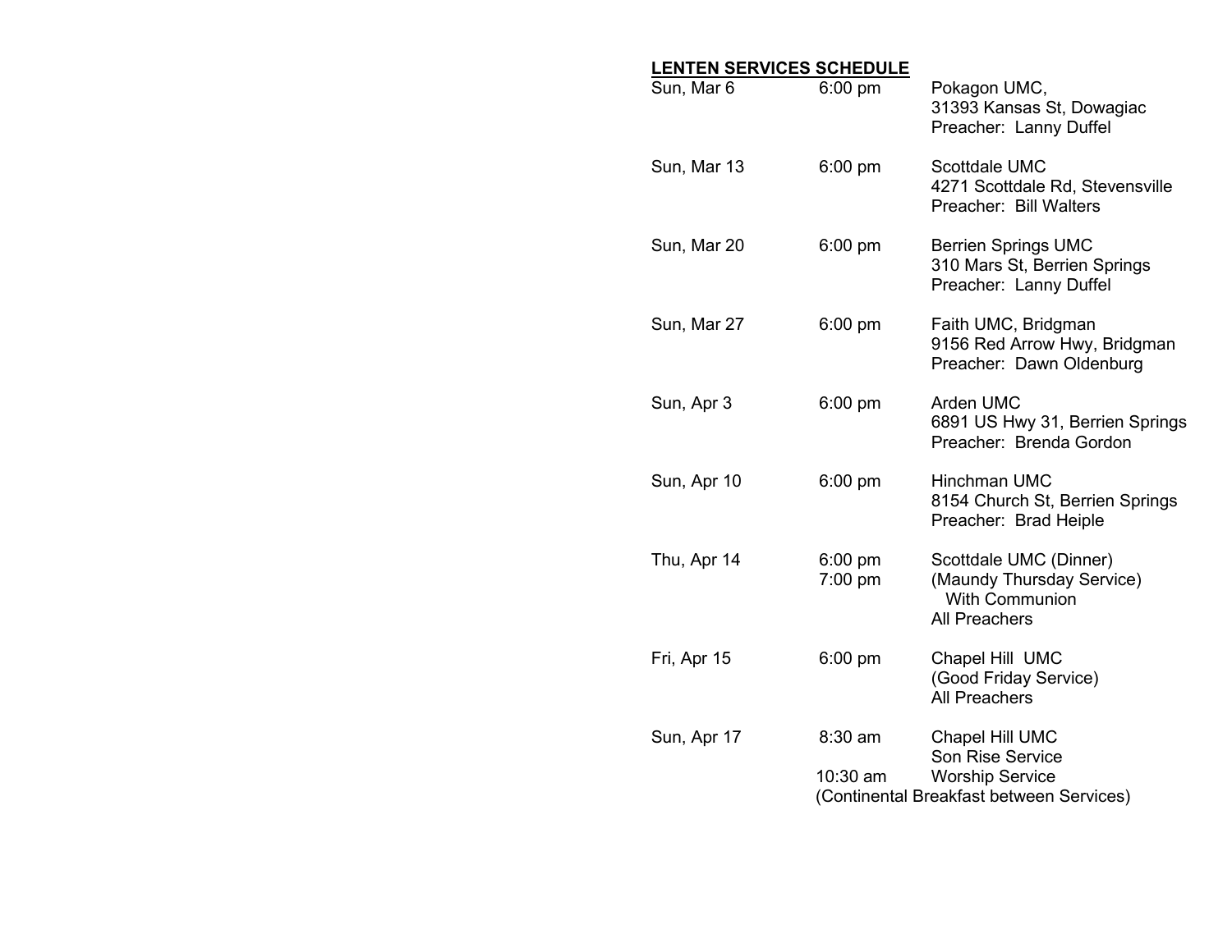**LENTEN SERVICES SCHEDULE**

| | | |
|---|---|---|
| Sun, Mar 6 | 6:00 pm | Pokagon UMC,<br>31393 Kansas St, Dowagiac<br>Preacher: Lanny Duffel |
| Sun, Mar 13 | 6:00 pm | Scottdale UMC<br>4271 Scottdale Rd, Stevensville<br>Preacher: Bill Walters |
| Sun, Mar 20 | 6:00 pm | Berrien Springs UMC<br>310 Mars St, Berrien Springs<br>Preacher: Lanny Duffel |
| Sun, Mar 27 | 6:00 pm | Faith UMC, Bridgman<br>9156 Red Arrow Hwy, Bridgman<br>Preacher: Dawn Oldenburg |
| Sun, Apr 3 | 6:00 pm | Arden UMC<br>6891 US Hwy 31, Berrien Springs<br>Preacher: Brenda Gordon |
| Sun, Apr 10 | 6:00 pm | Hinchman UMC<br>8154 Church St, Berrien Springs<br>Preacher: Brad Heiple |
| Thu, Apr 14 | 6:00 pm<br>7:00 pm | Scottdale UMC (Dinner)<br>(Maundy Thursday Service)<br>With Communion<br>All Preachers |
| Fri, Apr 15 | 6:00 pm | Chapel Hill UMC<br>(Good Friday Service)<br>All Preachers |
| Sun, Apr 17 | 8:30 am<br>10:30 am | Chapel Hill UMC<br>Son Rise Service<br>Worship Service |

(Continental Breakfast between Services)